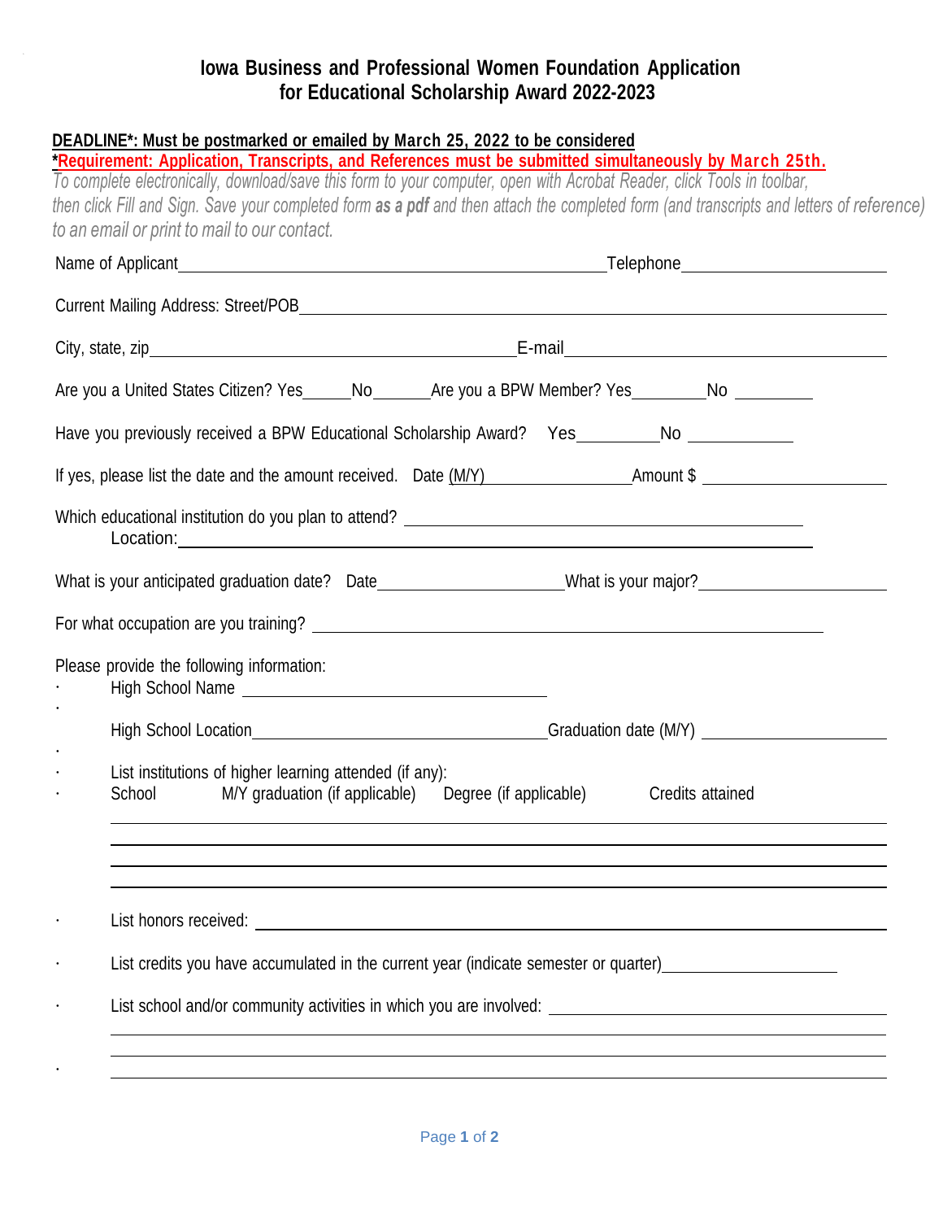# Iowa Business and Professional Women Foundation Application for Educational Scholarship Award 2022-2023

**DEADLINE*: Must be postmarked or emailed by March 25, 2022 to be considered**

***Requirement: Application, Transcripts, and References must be submitted simultaneously by March 25th.**

*To complete electronically, download/save this form to your computer, open with Acrobat Reader, click Tools in toolbar, then click Fill and Sign. Save your completed form **as a pdf** and then attach the completed form (and transcripts and letters of reference) to an email or print to mail to our contact.*

Name of Applicant\_\_\_\_\_\_\_\_\_\_\_\_\_\_\_\_\_\_\_\_\_\_\_\_\_\_\_\_\_\_\_\_\_\_\_\_\_\_\_\_Telephone\_\_\_\_\_\_\_\_\_\_\_\_\_\_\_\_\_\_\_\_

Current Mailing Address: Street/POB\_\_\_\_\_\_\_\_\_\_\_\_\_\_\_\_\_\_\_\_\_\_\_\_\_\_\_\_\_\_\_\_\_\_\_\_\_\_\_\_\_\_\_\_\_\_\_\_\_\_\_\_

City, state, zip\_\_\_\_\_\_\_\_\_\_\_\_\_\_\_\_\_\_\_\_\_\_\_\_\_\_\_\_\_\_\_\_\_\_\_E-mail\_\_\_\_\_\_\_\_\_\_\_\_\_\_\_\_\_\_\_\_\_\_\_\_\_\_\_\_\_\_\_

Are you a United States Citizen? Yes\_\_\_\_\_No\_\_\_\_\_\_Are you a BPW Member? Yes\_\_\_\_\_\_\_\_No \_\_\_\_\_\_\_\_

Have you previously received a BPW Educational Scholarship Award? Yes\_\_\_\_\_\_\_\_\_No \_\_\_\_\_\_\_\_\_\_\_

If yes, please list the date and the amount received. Date (M/Y)\_\_\_\_\_\_\_\_\_\_\_\_\_\_\_\_Amount $ \_\_\_\_\_\_\_\_\_\_\_\_\_\_\_\_\_\_

Which educational institution do you plan to attend? \_\_\_\_\_\_\_\_\_\_\_\_\_\_\_\_\_\_\_\_\_\_\_\_\_\_\_\_\_\_\_\_\_\_\_\_\_\_\_\_

Location:\_\_\_\_\_\_\_\_\_\_\_\_\_\_\_\_\_\_\_\_\_\_\_\_\_\_\_\_\_\_\_\_\_\_\_\_\_\_\_\_\_\_\_\_\_\_\_\_\_\_\_\_\_\_\_\_\_\_\_\_

What is your anticipated graduation date? Date\_\_\_\_\_\_\_\_\_\_\_\_\_\_\_\_\_\_\_\_What is your major?\_\_\_\_\_\_\_\_\_\_\_\_\_\_\_\_\_\_\_\_

For what occupation are you training? \_\_\_\_\_\_\_\_\_\_\_\_\_\_\_\_\_\_\_\_\_\_\_\_\_\_\_\_\_\_\_\_\_\_\_\_\_\_\_\_\_\_\_\_\_\_\_\_\_\_\_\_

Please provide the following information:

- High School Name \_\_\_\_\_\_\_\_\_\_\_\_\_\_\_\_\_\_\_\_\_\_\_\_\_\_\_\_\_\_\_\_
- High School Location\_\_\_\_\_\_\_\_\_\_\_\_\_\_\_\_\_\_\_\_\_\_\_\_\_\_\_\_\_\_\_Graduation date (M/Y) \_\_\_\_\_\_\_\_\_\_\_\_\_\_\_\_\_\_\_\_
- List institutions of higher learning attended (if any):

| School | M/Y graduation (if applicable) | Degree (if applicable) | Credits attained |
|---|---|---|---|
| | | | |
| | | | |
| | | | |
| | | | |

- List honors received: \_\_\_\_\_\_\_\_\_\_\_\_\_\_\_\_\_\_\_\_\_\_\_\_\_\_\_\_\_\_\_\_\_\_\_\_\_\_\_\_\_\_\_\_\_\_\_\_\_\_\_\_\_\_\_\_\_\_\_\_\_\_
- List credits you have accumulated in the current year (indicate semester or quarter)\_\_\_\_\_\_\_\_\_\_\_\_\_\_\_\_\_\_\_\_
- List school and/or community activities in which you are involved: \_\_\_\_\_\_\_\_\_\_\_\_\_\_\_\_\_\_\_\_\_\_\_\_\_\_\_\_\_\_\_\_\_\_

\_\_\_\_\_\_\_\_\_\_\_\_\_\_\_\_\_\_\_\_\_\_\_\_\_\_\_\_\_\_\_\_\_\_\_\_\_\_\_\_\_\_\_\_\_\_\_\_\_\_\_\_\_\_\_\_\_\_\_\_\_\_\_\_\_\_\_\_\_\_\_\_\_\_\_\_\_\_\_\_

\_\_\_\_\_\_\_\_\_\_\_\_\_\_\_\_\_\_\_\_\_\_\_\_\_\_\_\_\_\_\_\_\_\_\_\_\_\_\_\_\_\_\_\_\_\_\_\_\_\_\_\_\_\_\_\_\_\_\_\_\_\_\_\_\_\_\_\_\_\_\_\_\_\_\_\_\_\_\_\_

\_\_\_\_\_\_\_\_\_\_\_\_\_\_\_\_\_\_\_\_\_\_\_\_\_\_\_\_\_\_\_\_\_\_\_\_\_\_\_\_\_\_\_\_\_\_\_\_\_\_\_\_\_\_\_\_\_\_\_\_\_\_\_\_\_\_\_\_\_\_\_\_\_\_\_\_\_\_\_\_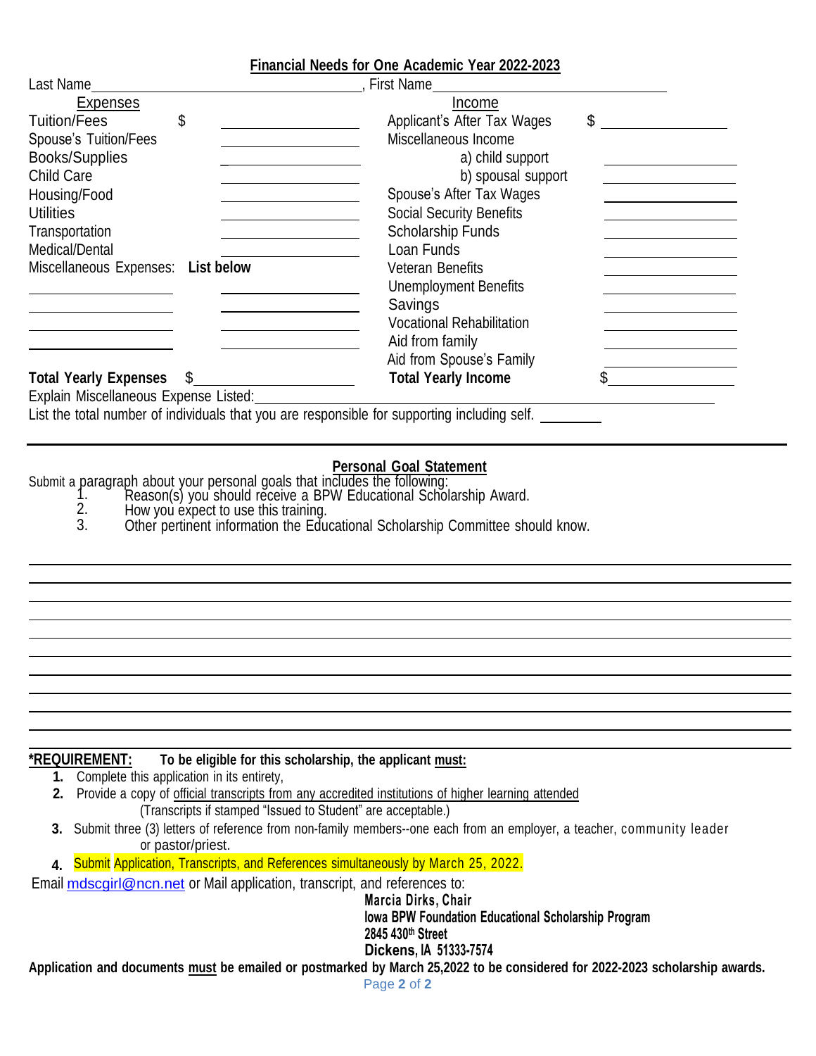## Financial Needs for One Academic Year 2022-2023

Last Name\_\_\_\_\_\_\_\_\_\_\_\_\_\_\_\_\_\_\_\_\_\_\_\_\_\_\_\_\_\_, First Name\_\_\_\_\_\_\_\_\_\_\_\_\_\_\_\_\_\_\_\_\_\_\_\_\_\_

| Expenses | | Income | |
|---|---|---|---|
| Tuition/Fees | $ \_\_\_\_\_\_\_\_\_\_\_\_ | Applicant's After Tax Wages | $ \_\_\_\_\_\_\_\_\_\_\_\_ |
| Spouse's Tuition/Fees | \_\_\_\_\_\_\_\_\_\_\_\_ | Miscellaneous Income | |
| Books/Supplies | \_\_\_\_\_\_\_\_\_\_\_\_ | a) child support | \_\_\_\_\_\_\_\_\_\_\_\_ |
| Child Care | \_\_\_\_\_\_\_\_\_\_\_\_ | b) spousal support | \_\_\_\_\_\_\_\_\_\_\_\_ |
| Housing/Food | \_\_\_\_\_\_\_\_\_\_\_\_ | Spouse's After Tax Wages | \_\_\_\_\_\_\_\_\_\_\_\_ |
| Utilities | \_\_\_\_\_\_\_\_\_\_\_\_ | Social Security Benefits | \_\_\_\_\_\_\_\_\_\_\_\_ |
| Transportation | \_\_\_\_\_\_\_\_\_\_\_\_ | Scholarship Funds | \_\_\_\_\_\_\_\_\_\_\_\_ |
| Medical/Dental | \_\_\_\_\_\_\_\_\_\_\_\_ | Loan Funds | \_\_\_\_\_\_\_\_\_\_\_\_ |
| Miscellaneous Expenses: **List below** | | Veteran Benefits | \_\_\_\_\_\_\_\_\_\_\_\_ |
| \_\_\_\_\_\_\_\_\_\_\_\_ | \_\_\_\_\_\_\_\_\_\_\_\_ | Unemployment Benefits | \_\_\_\_\_\_\_\_\_\_\_\_ |
| \_\_\_\_\_\_\_\_\_\_\_\_ | \_\_\_\_\_\_\_\_\_\_\_\_ | Savings | \_\_\_\_\_\_\_\_\_\_\_\_ |
| \_\_\_\_\_\_\_\_\_\_\_\_ | \_\_\_\_\_\_\_\_\_\_\_\_ | Vocational Rehabilitation | \_\_\_\_\_\_\_\_\_\_\_\_ |
| \_\_\_\_\_\_\_\_\_\_\_\_ | \_\_\_\_\_\_\_\_\_\_\_\_ | Aid from family | \_\_\_\_\_\_\_\_\_\_\_\_ |
| | | Aid from Spouse's Family | \_\_\_\_\_\_\_\_\_\_\_\_ |
| **Total Yearly Expenses** | $ \_\_\_\_\_\_\_\_\_\_\_\_ | **Total Yearly Income** | $ \_\_\_\_\_\_\_\_\_\_\_\_ |

Explain Miscellaneous Expense Listed:\_\_\_\_\_\_\_\_\_\_\_\_\_\_\_\_\_\_\_\_\_\_\_\_\_\_\_\_\_\_\_\_\_\_\_\_\_\_\_\_

List the total number of individuals that you are responsible for supporting including self. \_\_\_\_\_\_\_\_

---

## Personal Goal Statement

Submit a paragraph about your personal goals that includes the following:

1. Reason(s) you should receive a BPW Educational Scholarship Award.
2. How you expect to use this training.
3. Other pertinent information the Educational Scholarship Committee should know.

\_\_\_\_\_\_\_\_\_\_\_\_\_\_\_\_\_\_\_\_\_\_\_\_\_\_\_\_\_\_\_\_\_\_\_\_\_\_\_\_\_\_\_\_\_\_\_\_\_\_\_\_\_\_\_\_\_\_\_\_\_\_\_\_\_\_\_\_\_\_

\_\_\_\_\_\_\_\_\_\_\_\_\_\_\_\_\_\_\_\_\_\_\_\_\_\_\_\_\_\_\_\_\_\_\_\_\_\_\_\_\_\_\_\_\_\_\_\_\_\_\_\_\_\_\_\_\_\_\_\_\_\_\_\_\_\_\_\_\_\_

\_\_\_\_\_\_\_\_\_\_\_\_\_\_\_\_\_\_\_\_\_\_\_\_\_\_\_\_\_\_\_\_\_\_\_\_\_\_\_\_\_\_\_\_\_\_\_\_\_\_\_\_\_\_\_\_\_\_\_\_\_\_\_\_\_\_\_\_\_\_

\_\_\_\_\_\_\_\_\_\_\_\_\_\_\_\_\_\_\_\_\_\_\_\_\_\_\_\_\_\_\_\_\_\_\_\_\_\_\_\_\_\_\_\_\_\_\_\_\_\_\_\_\_\_\_\_\_\_\_\_\_\_\_\_\_\_\_\_\_\_

\_\_\_\_\_\_\_\_\_\_\_\_\_\_\_\_\_\_\_\_\_\_\_\_\_\_\_\_\_\_\_\_\_\_\_\_\_\_\_\_\_\_\_\_\_\_\_\_\_\_\_\_\_\_\_\_\_\_\_\_\_\_\_\_\_\_\_\_\_\_

\_\_\_\_\_\_\_\_\_\_\_\_\_\_\_\_\_\_\_\_\_\_\_\_\_\_\_\_\_\_\_\_\_\_\_\_\_\_\_\_\_\_\_\_\_\_\_\_\_\_\_\_\_\_\_\_\_\_\_\_\_\_\_\_\_\_\_\_\_\_

\_\_\_\_\_\_\_\_\_\_\_\_\_\_\_\_\_\_\_\_\_\_\_\_\_\_\_\_\_\_\_\_\_\_\_\_\_\_\_\_\_\_\_\_\_\_\_\_\_\_\_\_\_\_\_\_\_\_\_\_\_\_\_\_\_\_\_\_\_\_

\_\_\_\_\_\_\_\_\_\_\_\_\_\_\_\_\_\_\_\_\_\_\_\_\_\_\_\_\_\_\_\_\_\_\_\_\_\_\_\_\_\_\_\_\_\_\_\_\_\_\_\_\_\_\_\_\_\_\_\_\_\_\_\_\_\_\_\_\_\_

\_\_\_\_\_\_\_\_\_\_\_\_\_\_\_\_\_\_\_\_\_\_\_\_\_\_\_\_\_\_\_\_\_\_\_\_\_\_\_\_\_\_\_\_\_\_\_\_\_\_\_\_\_\_\_\_\_\_\_\_\_\_\_\_\_\_\_\_\_\_

\_\_\_\_\_\_\_\_\_\_\_\_\_\_\_\_\_\_\_\_\_\_\_\_\_\_\_\_\_\_\_\_\_\_\_\_\_\_\_\_\_\_\_\_\_\_\_\_\_\_\_\_\_\_\_\_\_\_\_\_\_\_\_\_\_\_\_\_\_\_

\_\_\_\_\_\_\_\_\_\_\_\_\_\_\_\_\_\_\_\_\_\_\_\_\_\_\_\_\_\_\_\_\_\_\_\_\_\_\_\_\_\_\_\_\_\_\_\_\_\_\_\_\_\_\_\_\_\_\_\_\_\_\_\_\_\_\_\_\_\_

**\*REQUIREMENT: To be eligible for this scholarship, the applicant must:**

1. Complete this application in its entirety,
2. Provide a copy of official transcripts from any accredited institutions of higher learning attended (Transcripts if stamped "Issued to Student" are acceptable.)
3. Submit three (3) letters of reference from non-family members--one each from an employer, a teacher, community leader or pastor/priest.
4. Submit Application, Transcripts, and References simultaneously by March 25, 2022.

Email mdscgirl@ncn.net or Mail application, transcript, and references to:

**Marcia Dirks, Chair**
**Iowa BPW Foundation Educational Scholarship Program**
**2845 430th Street**
**Dickens, IA 51333-7574**

**Application and documents must be emailed or postmarked by March 25,2022 to be considered for 2022-2023 scholarship awards.**